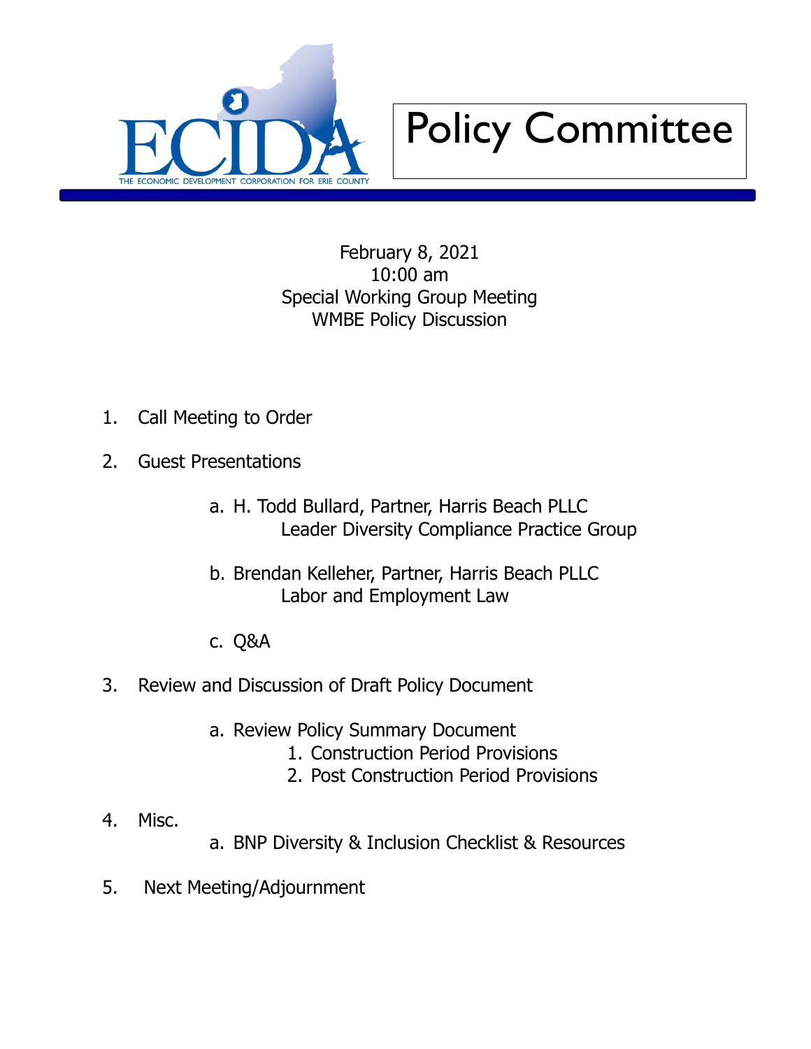ECIDA
THE ECONOMIC DEVELOPMENT CORPORATION FOR ERIE COUNTY

# Policy Committee

February 8, 2021
10:00 am
Special Working Group Meeting
WMBE Policy Discussion

1. Call Meeting to Order

2. Guest Presentations

   a. H. Todd Bullard, Partner, Harris Beach PLLC
      Leader Diversity Compliance Practice Group

   b. Brendan Kelleher, Partner, Harris Beach PLLC
      Labor and Employment Law

   c. Q&A

3. Review and Discussion of Draft Policy Document

   a. Review Policy Summary Document
      1. Construction Period Provisions
      2. Post Construction Period Provisions

4. Misc.
   a. BNP Diversity & Inclusion Checklist & Resources

5. Next Meeting/Adjournment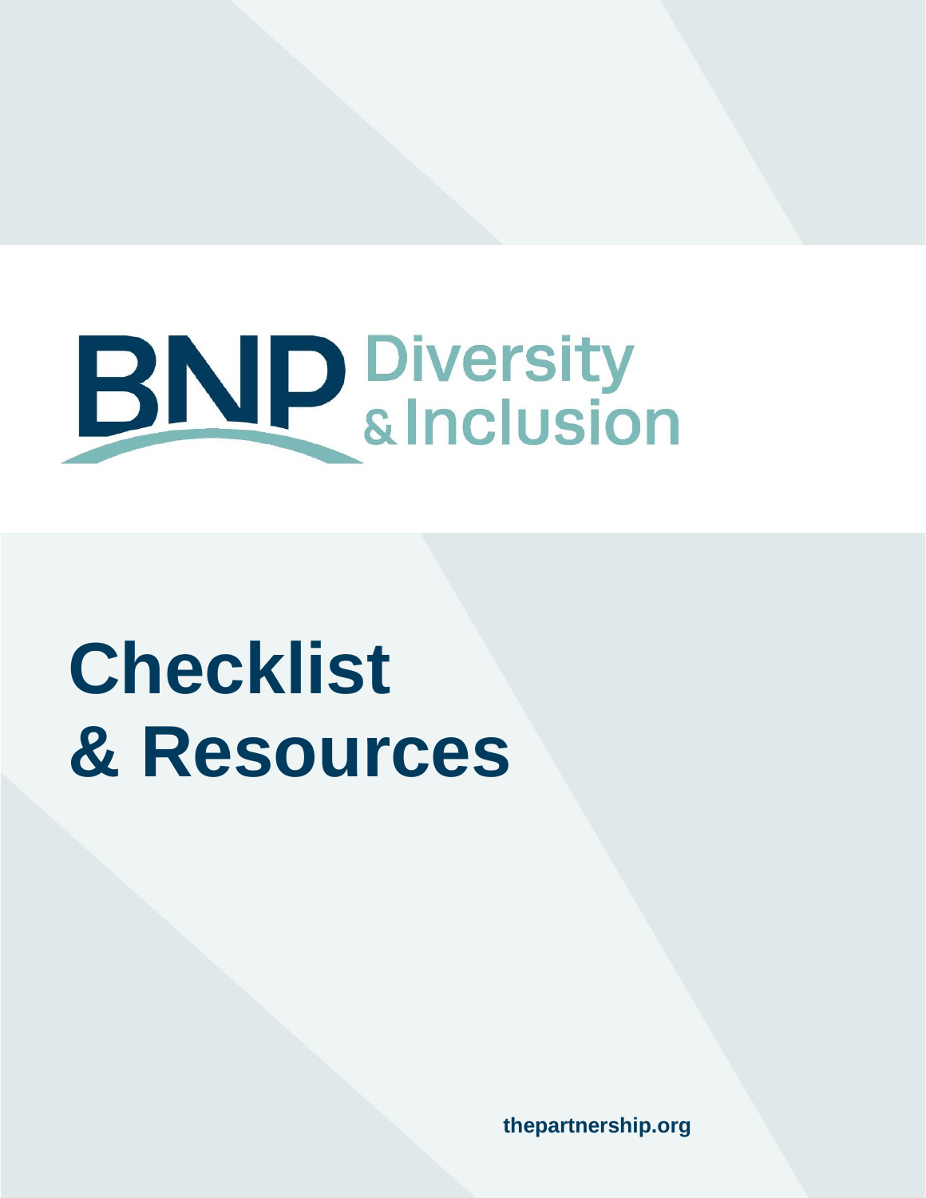BNP Diversity & Inclusion

# Checklist & Resources

thepartnership.org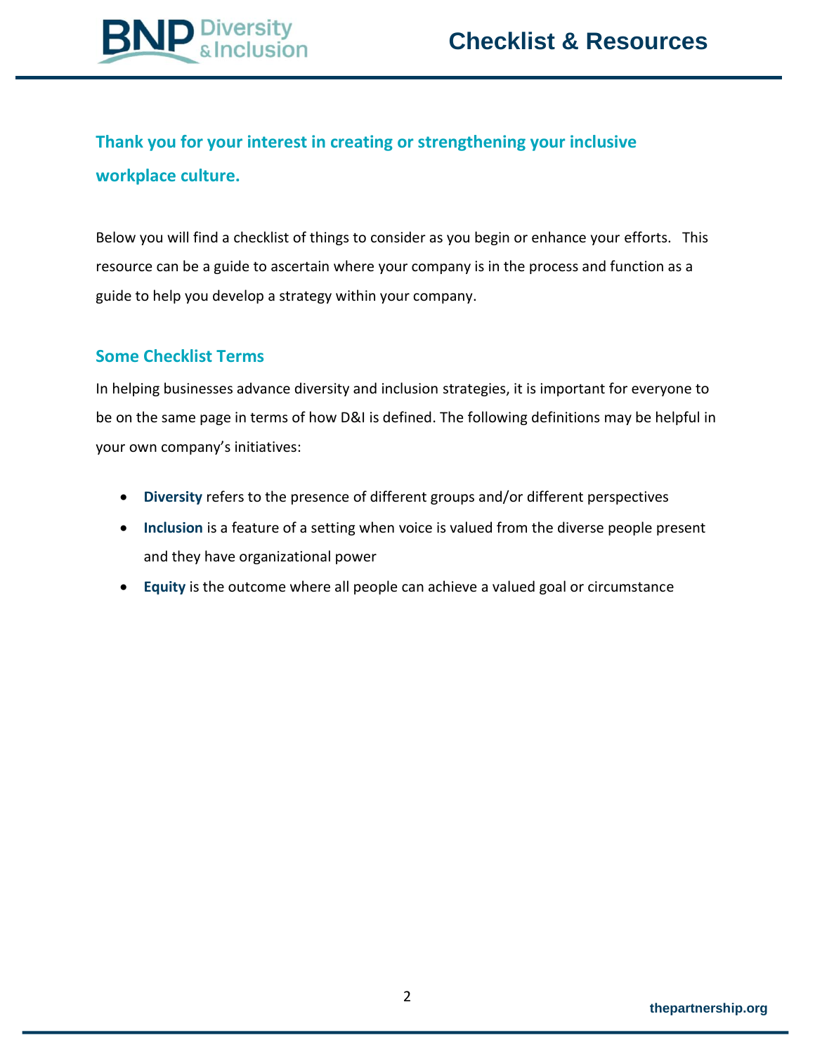## Thank you for your interest in creating or strengthening your inclusive workplace culture.

Below you will find a checklist of things to consider as you begin or enhance your efforts. This resource can be a guide to ascertain where your company is in the process and function as a guide to help you develop a strategy within your company.

### Some Checklist Terms

In helping businesses advance diversity and inclusion strategies, it is important for everyone to be on the same page in terms of how D&I is defined. The following definitions may be helpful in your own company's initiatives:

- **Diversity** refers to the presence of different groups and/or different perspectives
- **Inclusion** is a feature of a setting when voice is valued from the diverse people present and they have organizational power
- **Equity** is the outcome where all people can achieve a valued goal or circumstance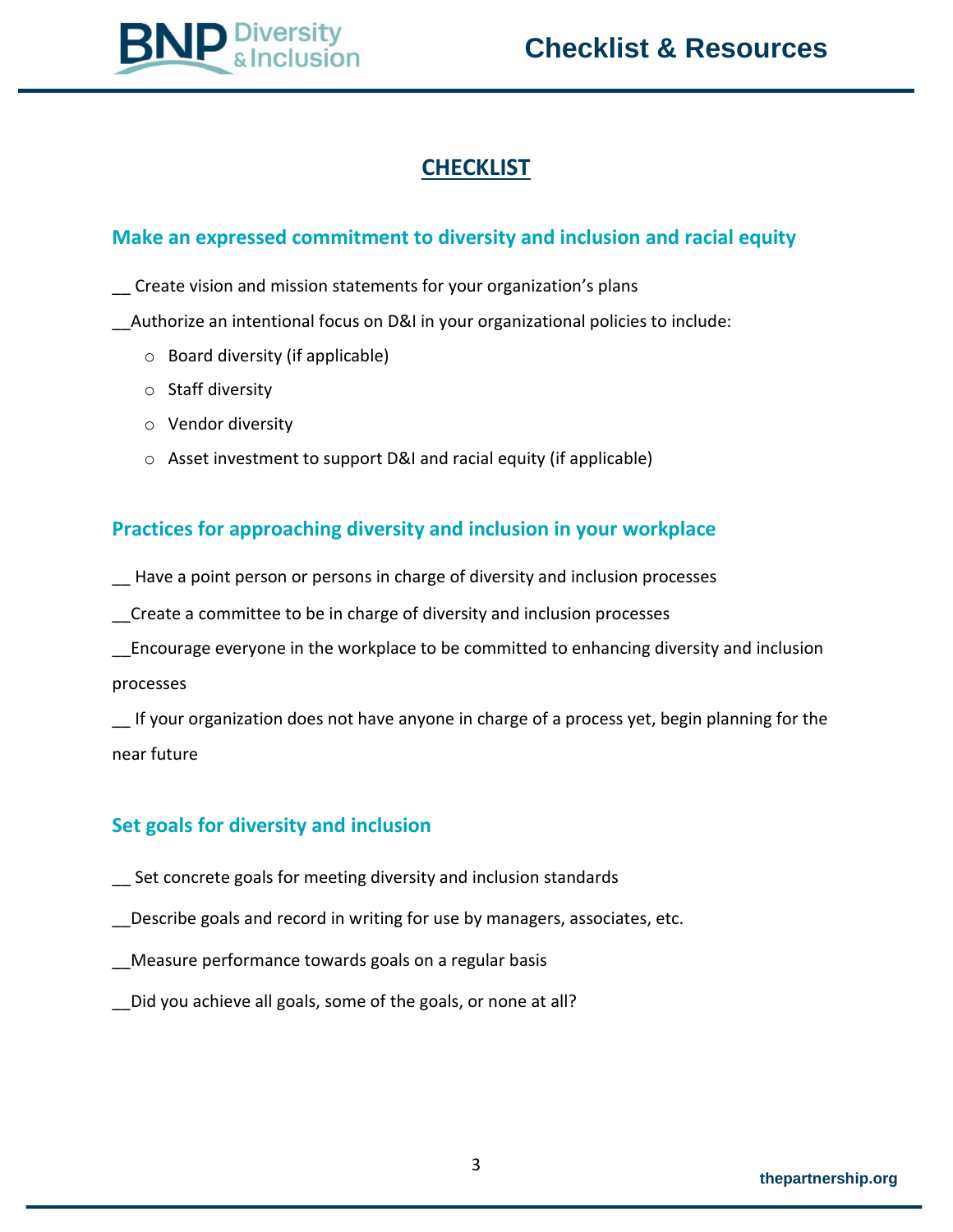## CHECKLIST

### Make an expressed commitment to diversity and inclusion and racial equity

__ Create vision and mission statements for your organization's plans

__Authorize an intentional focus on D&I in your organizational policies to include:

- Board diversity (if applicable)
- Staff diversity
- Vendor diversity
- Asset investment to support D&I and racial equity (if applicable)

### Practices for approaching diversity and inclusion in your workplace

__ Have a point person or persons in charge of diversity and inclusion processes

__Create a committee to be in charge of diversity and inclusion processes

__Encourage everyone in the workplace to be committed to enhancing diversity and inclusion processes

__ If your organization does not have anyone in charge of a process yet, begin planning for the near future

### Set goals for diversity and inclusion

__ Set concrete goals for meeting diversity and inclusion standards

__Describe goals and record in writing for use by managers, associates, etc.

__Measure performance towards goals on a regular basis

__Did you achieve all goals, some of the goals, or none at all?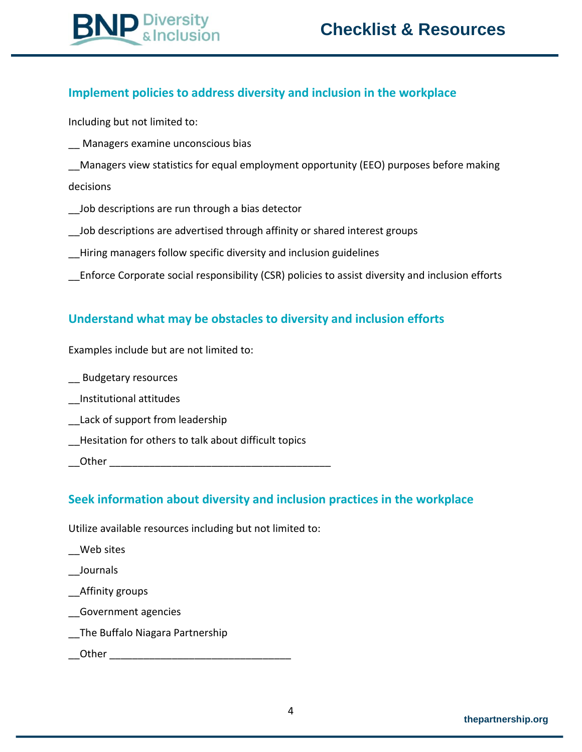## Implement policies to address diversity and inclusion in the workplace

Including but not limited to:

__ Managers examine unconscious bias

__Managers view statistics for equal employment opportunity (EEO) purposes before making decisions

__Job descriptions are run through a bias detector

__Job descriptions are advertised through affinity or shared interest groups

__Hiring managers follow specific diversity and inclusion guidelines

__Enforce Corporate social responsibility (CSR) policies to assist diversity and inclusion efforts

## Understand what may be obstacles to diversity and inclusion efforts

Examples include but are not limited to:

__ Budgetary resources

__Institutional attitudes

__Lack of support from leadership

__Hesitation for others to talk about difficult topics

__Other ________________________________________

## Seek information about diversity and inclusion practices in the workplace

Utilize available resources including but not limited to:

__Web sites

__Journals

__Affinity groups

__Government agencies

__The Buffalo Niagara Partnership

__Other ________________________________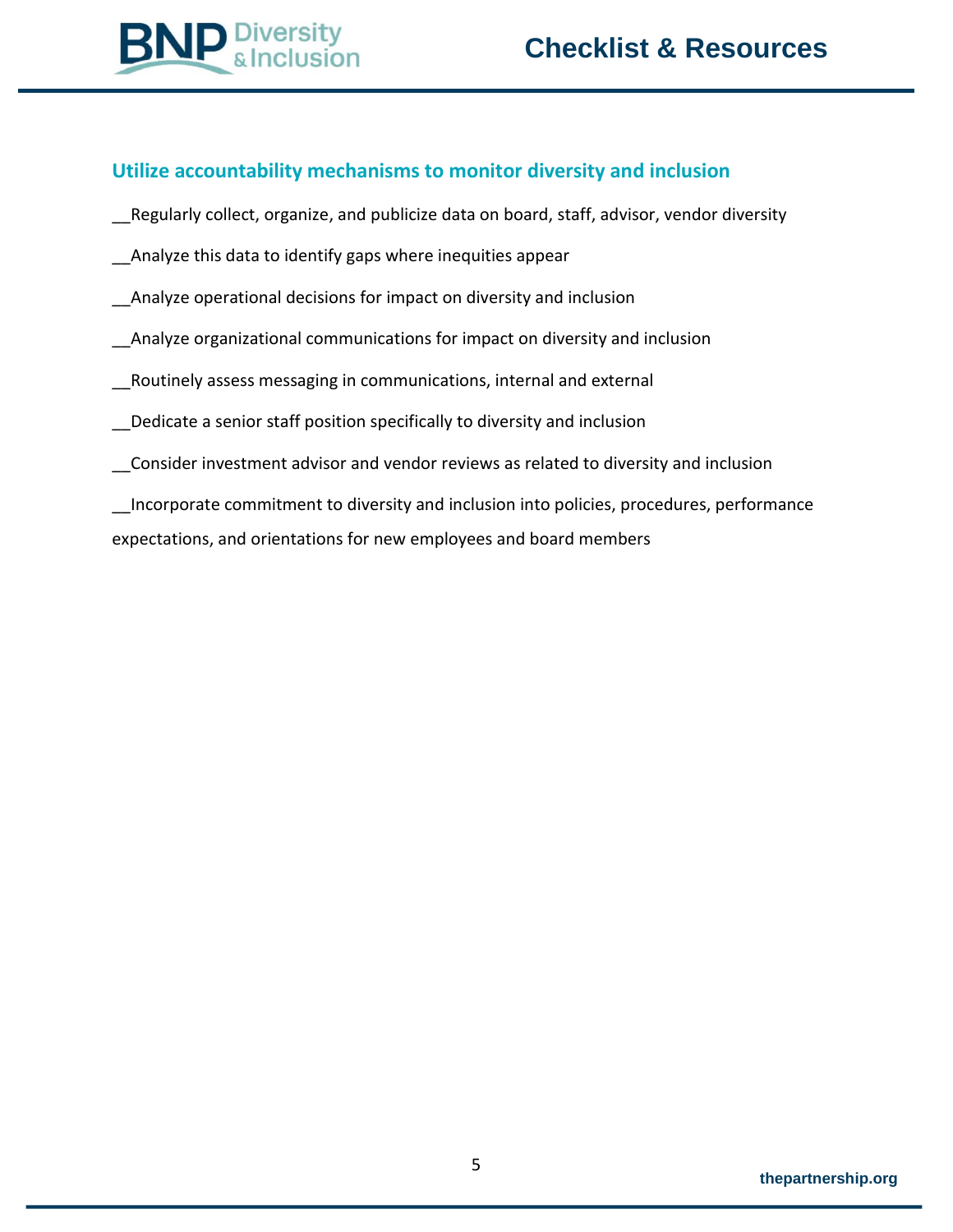## Utilize accountability mechanisms to monitor diversity and inclusion

__Regularly collect, organize, and publicize data on board, staff, advisor, vendor diversity

__Analyze this data to identify gaps where inequities appear

__Analyze operational decisions for impact on diversity and inclusion

__Analyze organizational communications for impact on diversity and inclusion

__Routinely assess messaging in communications, internal and external

__Dedicate a senior staff position specifically to diversity and inclusion

__Consider investment advisor and vendor reviews as related to diversity and inclusion

__Incorporate commitment to diversity and inclusion into policies, procedures, performance expectations, and orientations for new employees and board members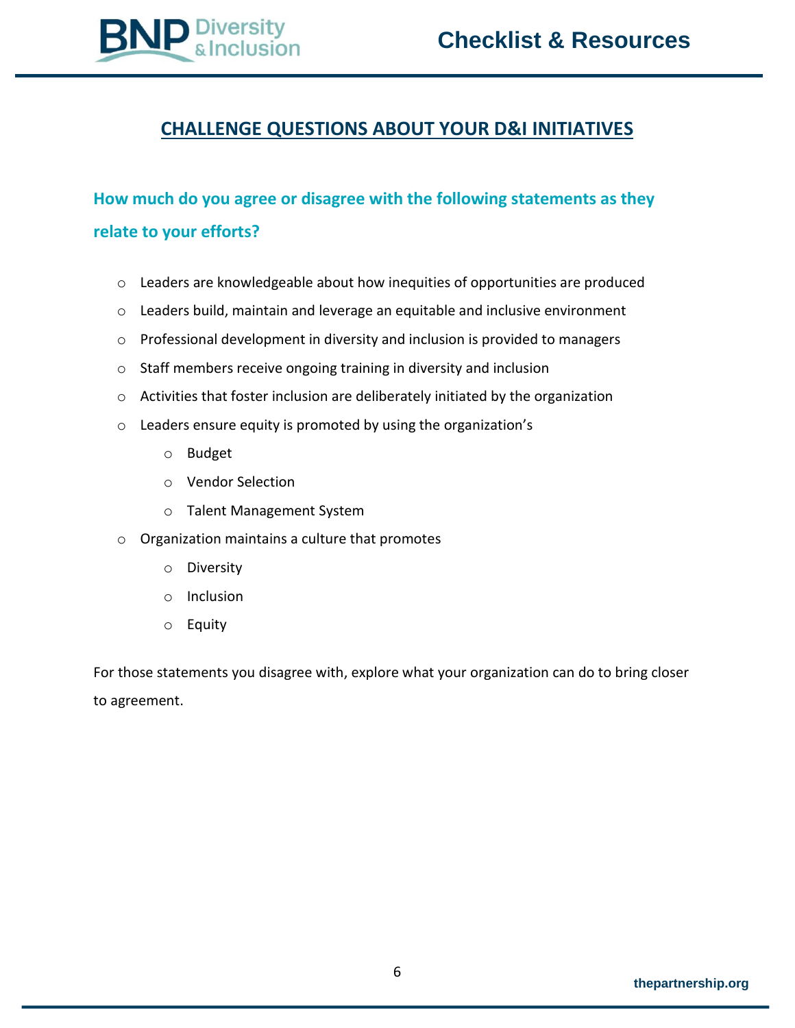## CHALLENGE QUESTIONS ABOUT YOUR D&I INITIATIVES

### How much do you agree or disagree with the following statements as they relate to your efforts?

- Leaders are knowledgeable about how inequities of opportunities are produced
- Leaders build, maintain and leverage an equitable and inclusive environment
- Professional development in diversity and inclusion is provided to managers
- Staff members receive ongoing training in diversity and inclusion
- Activities that foster inclusion are deliberately initiated by the organization
- Leaders ensure equity is promoted by using the organization's
  - Budget
  - Vendor Selection
  - Talent Management System
- Organization maintains a culture that promotes
  - Diversity
  - Inclusion
  - Equity

For those statements you disagree with, explore what your organization can do to bring closer to agreement.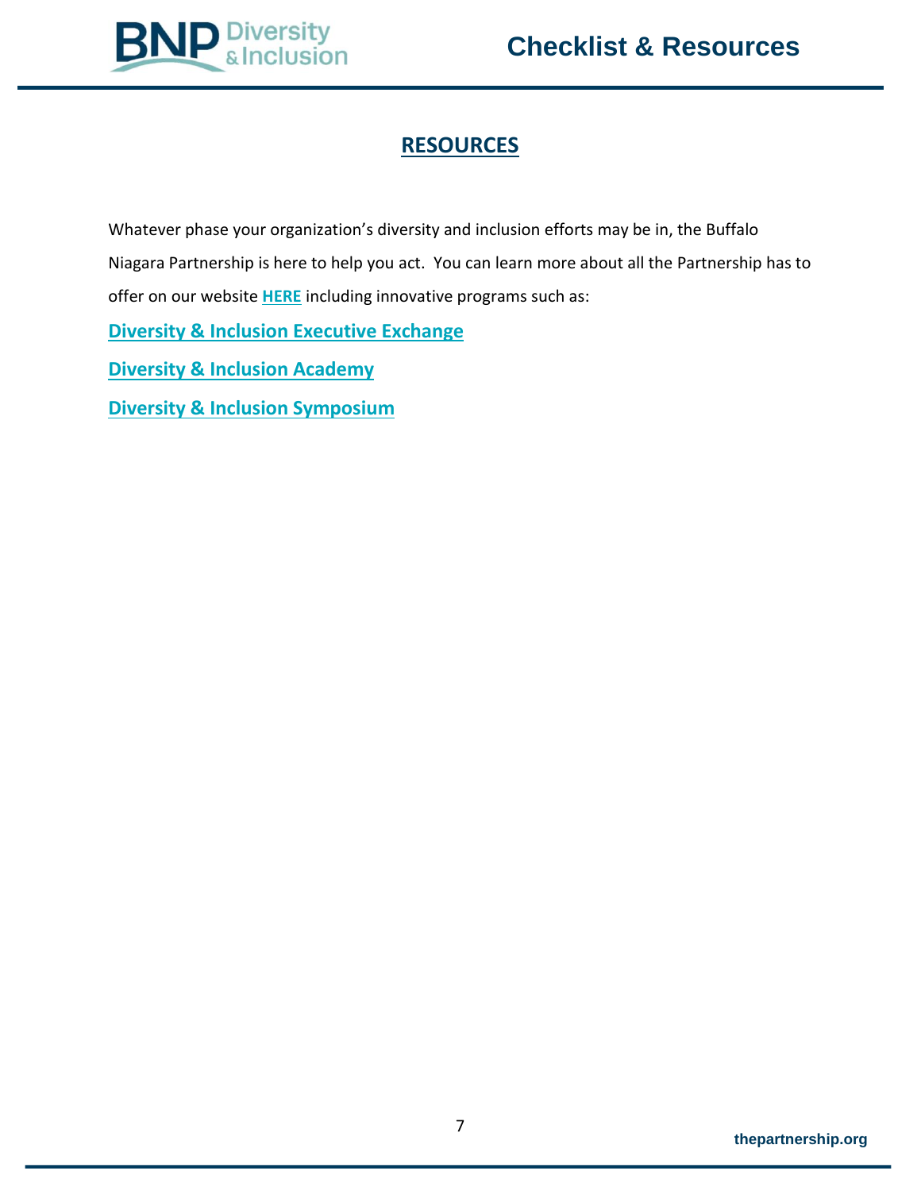## RESOURCES

Whatever phase your organization's diversity and inclusion efforts may be in, the Buffalo Niagara Partnership is here to help you act. You can learn more about all the Partnership has to offer on our website **HERE** including innovative programs such as:

**Diversity & Inclusion Executive Exchange**

**Diversity & Inclusion Academy**

**Diversity & Inclusion Symposium**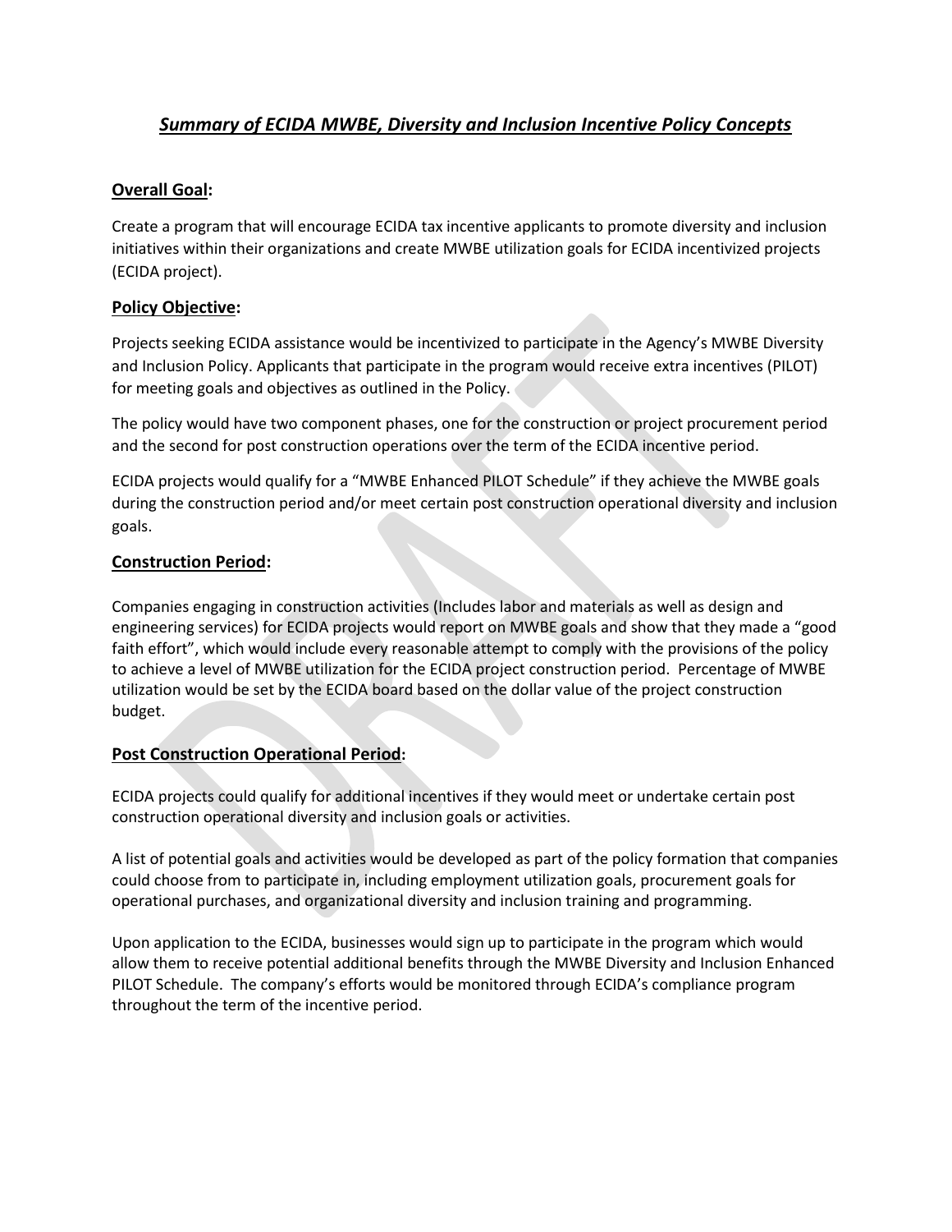# ***Summary of ECIDA MWBE, Diversity and Inclusion Incentive Policy Concepts***

## **Overall Goal:**

Create a program that will encourage ECIDA tax incentive applicants to promote diversity and inclusion initiatives within their organizations and create MWBE utilization goals for ECIDA incentivized projects (ECIDA project).

## **Policy Objective:**

Projects seeking ECIDA assistance would be incentivized to participate in the Agency's MWBE Diversity and Inclusion Policy. Applicants that participate in the program would receive extra incentives (PILOT) for meeting goals and objectives as outlined in the Policy.

The policy would have two component phases, one for the construction or project procurement period and the second for post construction operations over the term of the ECIDA incentive period.

ECIDA projects would qualify for a "MWBE Enhanced PILOT Schedule" if they achieve the MWBE goals during the construction period and/or meet certain post construction operational diversity and inclusion goals.

## **Construction Period:**

Companies engaging in construction activities (Includes labor and materials as well as design and engineering services) for ECIDA projects would report on MWBE goals and show that they made a "good faith effort", which would include every reasonable attempt to comply with the provisions of the policy to achieve a level of MWBE utilization for the ECIDA project construction period. Percentage of MWBE utilization would be set by the ECIDA board based on the dollar value of the project construction budget.

## **Post Construction Operational Period:**

ECIDA projects could qualify for additional incentives if they would meet or undertake certain post construction operational diversity and inclusion goals or activities.

A list of potential goals and activities would be developed as part of the policy formation that companies could choose from to participate in, including employment utilization goals, procurement goals for operational purchases, and organizational diversity and inclusion training and programming.

Upon application to the ECIDA, businesses would sign up to participate in the program which would allow them to receive potential additional benefits through the MWBE Diversity and Inclusion Enhanced PILOT Schedule. The company's efforts would be monitored through ECIDA's compliance program throughout the term of the incentive period.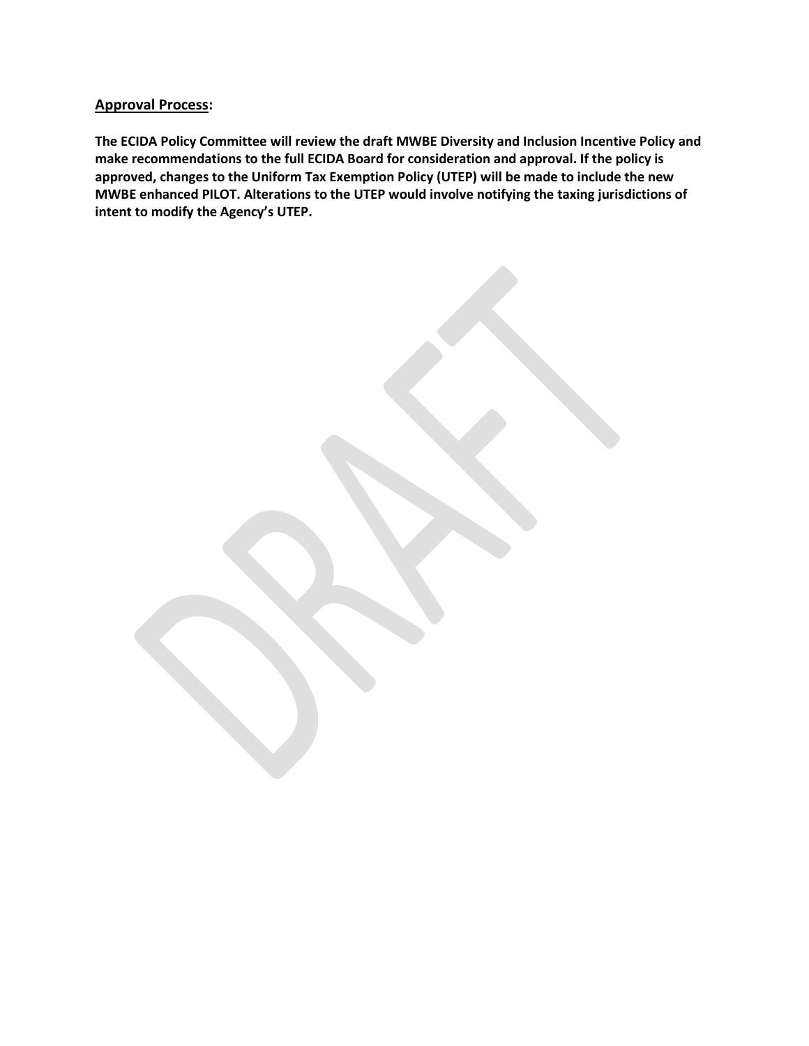**<u>Approval Process</u>:**

**The ECIDA Policy Committee will review the draft MWBE Diversity and Inclusion Incentive Policy and make recommendations to the full ECIDA Board for consideration and approval. If the policy is approved, changes to the Uniform Tax Exemption Policy (UTEP) will be made to include the new MWBE enhanced PILOT. Alterations to the UTEP would involve notifying the taxing jurisdictions of intent to modify the Agency's UTEP.**